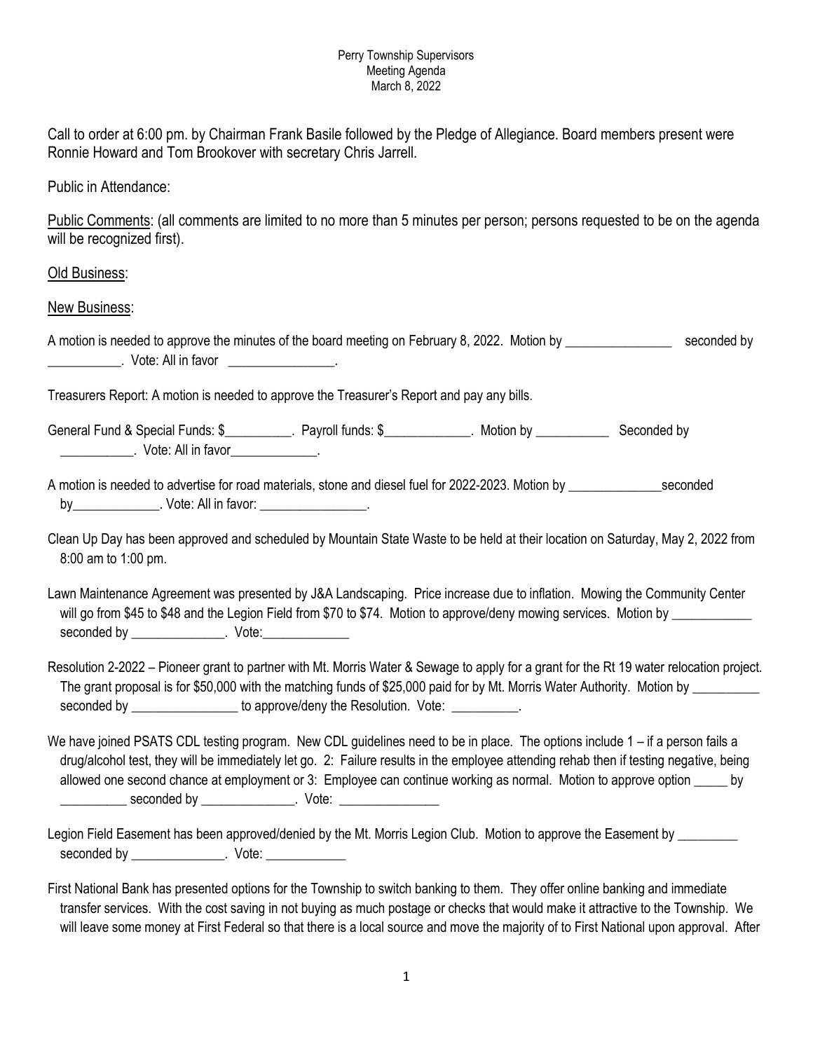Perry Township Supervisors
Meeting Agenda
March 8, 2022

Call to order at 6:00 pm. by Chairman Frank Basile followed by the Pledge of Allegiance. Board members present were Ronnie Howard and Tom Brookover with secretary Chris Jarrell.

Public in Attendance:

Public Comments: (all comments are limited to no more than 5 minutes per person; persons requested to be on the agenda will be recognized first).

Old Business:

New Business:

A motion is needed to approve the minutes of the board meeting on February 8, 2022. Motion by ________________ seconded by ___________. Vote: All in favor ________________.

Treasurers Report: A motion is needed to approve the Treasurer's Report and pay any bills.

General Fund & Special Funds: $__________. Payroll funds: $_____________. Motion by ___________ Seconded by ___________. Vote: All in favor_____________.

A motion is needed to advertise for road materials, stone and diesel fuel for 2022-2023. Motion by ______________seconded by_____________. Vote: All in favor: ________________.

Clean Up Day has been approved and scheduled by Mountain State Waste to be held at their location on Saturday, May 2, 2022 from 8:00 am to 1:00 pm.

Lawn Maintenance Agreement was presented by J&A Landscaping. Price increase due to inflation. Mowing the Community Center will go from $45 to $48 and the Legion Field from $70 to $74. Motion to approve/deny mowing services. Motion by ____________ seconded by ______________. Vote:_____________

Resolution 2-2022 – Pioneer grant to partner with Mt. Morris Water & Sewage to apply for a grant for the Rt 19 water relocation project. The grant proposal is for $50,000 with the matching funds of $25,000 paid for by Mt. Morris Water Authority. Motion by __________ seconded by ________________ to approve/deny the Resolution. Vote: __________.

We have joined PSATS CDL testing program. New CDL guidelines need to be in place. The options include 1 – if a person fails a drug/alcohol test, they will be immediately let go. 2: Failure results in the employee attending rehab then if testing negative, being allowed one second chance at employment or 3: Employee can continue working as normal. Motion to approve option _____ by __________ seconded by ______________. Vote: _______________

Legion Field Easement has been approved/denied by the Mt. Morris Legion Club. Motion to approve the Easement by _________ seconded by ______________. Vote: ____________

First National Bank has presented options for the Township to switch banking to them. They offer online banking and immediate transfer services. With the cost saving in not buying as much postage or checks that would make it attractive to the Township. We will leave some money at First Federal so that there is a local source and move the majority of to First National upon approval. After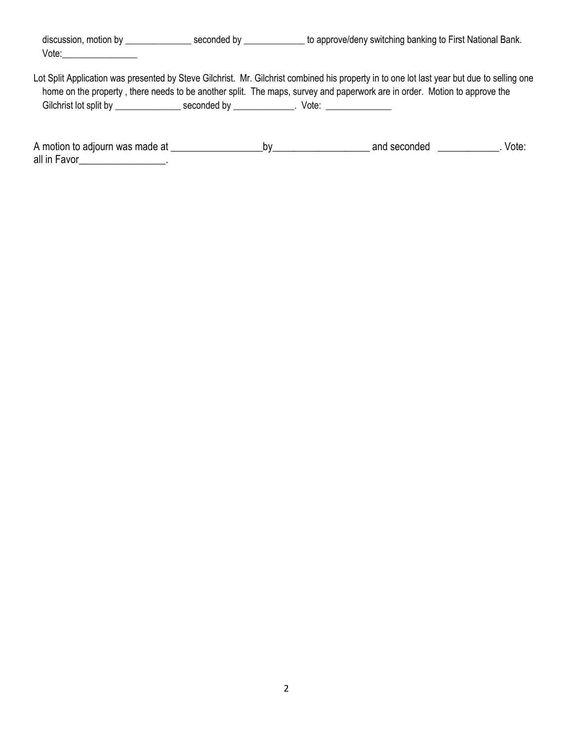discussion, motion by ______________ seconded by _____________ to approve/deny switching banking to First National Bank. Vote:________________

Lot Split Application was presented by Steve Gilchrist. Mr. Gilchrist combined his property in to one lot last year but due to selling one home on the property , there needs to be another split. The maps, survey and paperwork are in order. Motion to approve the Gilchrist lot split by ______________ seconded by _____________. Vote: ______________

A motion to adjourn was made at __________________by___________________ and seconded ____________. Vote: all in Favor_________________.